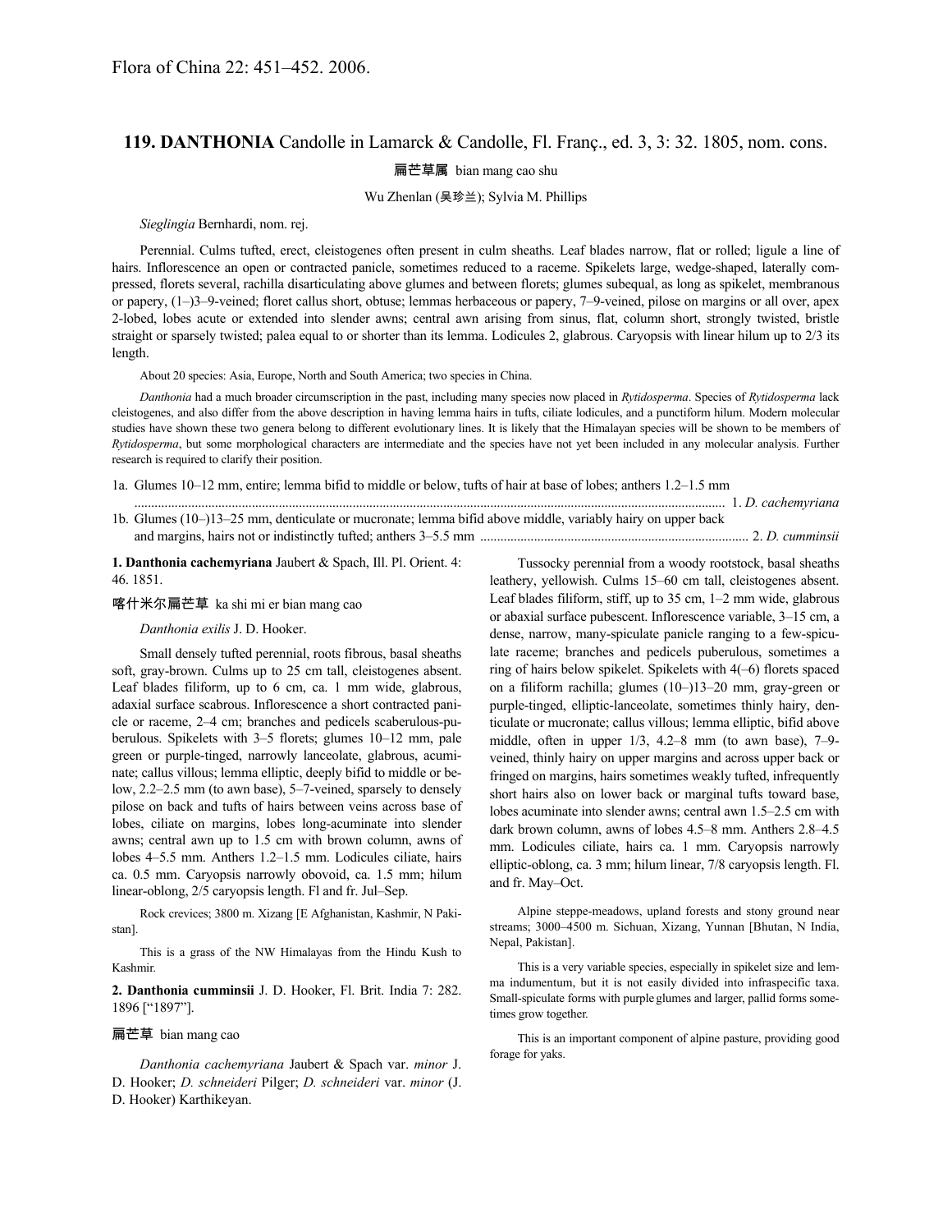Flora of China 22: 451–452. 2006.

## 119. DANTHONIA Candolle in Lamarck & Candolle, Fl. Franç., ed. 3, 3: 32. 1805, nom. cons.

扁芒草属 bian mang cao shu

Wu Zhenlan (吴珍兰); Sylvia M. Phillips

*Sieglingia* Bernhardi, nom. rej.

Perennial. Culms tufted, erect, cleistogenes often present in culm sheaths. Leaf blades narrow, flat or rolled; ligule a line of hairs. Inflorescence an open or contracted panicle, sometimes reduced to a raceme. Spikelets large, wedge-shaped, laterally compressed, florets several, rachilla disarticulating above glumes and between florets; glumes subequal, as long as spikelet, membranous or papery, (1–)3–9-veined; floret callus short, obtuse; lemmas herbaceous or papery, 7–9-veined, pilose on margins or all over, apex 2-lobed, lobes acute or extended into slender awns; central awn arising from sinus, flat, column short, strongly twisted, bristle straight or sparsely twisted; palea equal to or shorter than its lemma. Lodicules 2, glabrous. Caryopsis with linear hilum up to 2/3 its length.

About 20 species: Asia, Europe, North and South America; two species in China.

*Danthonia* had a much broader circumscription in the past, including many species now placed in *Rytidosperma*. Species of *Rytidosperma* lack cleistogenes, and also differ from the above description in having lemma hairs in tufts, ciliate lodicules, and a punctiform hilum. Modern molecular studies have shown these two genera belong to different evolutionary lines. It is likely that the Himalayan species will be shown to be members of *Rytidosperma*, but some morphological characters are intermediate and the species have not yet been included in any molecular analysis. Further research is required to clarify their position.

1a. Glumes 10–12 mm, entire; lemma bifid to middle or below, tufts of hair at base of lobes; anthers 1.2–1.5 mm ........................................................................................................................................................ 1. *D. cachemyriana*

1b. Glumes (10–)13–25 mm, denticulate or mucronate; lemma bifid above middle, variably hairy on upper back and margins, hairs not or indistinctly tufted; anthers 3–5.5 mm ............................................................................... 2. *D. cumminsii*

**1. Danthonia cachemyriana** Jaubert & Spach, Ill. Pl. Orient. 4: 46. 1851.

喀什米尔扁芒草 ka shi mi er bian mang cao

*Danthonia exilis* J. D. Hooker.

Small densely tufted perennial, roots fibrous, basal sheaths soft, gray-brown. Culms up to 25 cm tall, cleistogenes absent. Leaf blades filiform, up to 6 cm, ca. 1 mm wide, glabrous, adaxial surface scabrous. Inflorescence a short contracted panicle or raceme, 2–4 cm; branches and pedicels scaberulous-puberulous. Spikelets with 3–5 florets; glumes 10–12 mm, pale green or purple-tinged, narrowly lanceolate, glabrous, acuminate; callus villous; lemma elliptic, deeply bifid to middle or below, 2.2–2.5 mm (to awn base), 5–7-veined, sparsely to densely pilose on back and tufts of hairs between veins across base of lobes, ciliate on margins, lobes long-acuminate into slender awns; central awn up to 1.5 cm with brown column, awns of lobes 4–5.5 mm. Anthers 1.2–1.5 mm. Lodicules ciliate, hairs ca. 0.5 mm. Caryopsis narrowly obovoid, ca. 1.5 mm; hilum linear-oblong, 2/5 caryopsis length. Fl and fr. Jul–Sep.

Rock crevices; 3800 m. Xizang [E Afghanistan, Kashmir, N Pakistan].

This is a grass of the NW Himalayas from the Hindu Kush to Kashmir.

**2. Danthonia cumminsii** J. D. Hooker, Fl. Brit. India 7: 282. 1896 ["1897"].

扁芒草 bian mang cao

*Danthonia cachemyriana* Jaubert & Spach var. *minor* J. D. Hooker; *D. schneideri* Pilger; *D. schneideri* var. *minor* (J. D. Hooker) Karthikeyan.

Tussocky perennial from a woody rootstock, basal sheaths leathery, yellowish. Culms 15–60 cm tall, cleistogenes absent. Leaf blades filiform, stiff, up to 35 cm, 1–2 mm wide, glabrous or abaxial surface pubescent. Inflorescence variable, 3–15 cm, a dense, narrow, many-spiculate panicle ranging to a few-spiculate raceme; branches and pedicels puberulous, sometimes a ring of hairs below spikelet. Spikelets with 4(–6) florets spaced on a filiform rachilla; glumes (10–)13–20 mm, gray-green or purple-tinged, elliptic-lanceolate, sometimes thinly hairy, denticulate or mucronate; callus villous; lemma elliptic, bifid above middle, often in upper 1/3, 4.2–8 mm (to awn base), 7–9-veined, thinly hairy on upper margins and across upper back or fringed on margins, hairs sometimes weakly tufted, infrequently short hairs also on lower back or marginal tufts toward base, lobes acuminate into slender awns; central awn 1.5–2.5 cm with dark brown column, awns of lobes 4.5–8 mm. Anthers 2.8–4.5 mm. Lodicules ciliate, hairs ca. 1 mm. Caryopsis narrowly elliptic-oblong, ca. 3 mm; hilum linear, 7/8 caryopsis length. Fl. and fr. May–Oct.

Alpine steppe-meadows, upland forests and stony ground near streams; 3000–4500 m. Sichuan, Xizang, Yunnan [Bhutan, N India, Nepal, Pakistan].

This is a very variable species, especially in spikelet size and lemma indumentum, but it is not easily divided into infraspecific taxa. Small-spiculate forms with purple glumes and larger, pallid forms sometimes grow together.

This is an important component of alpine pasture, providing good forage for yaks.